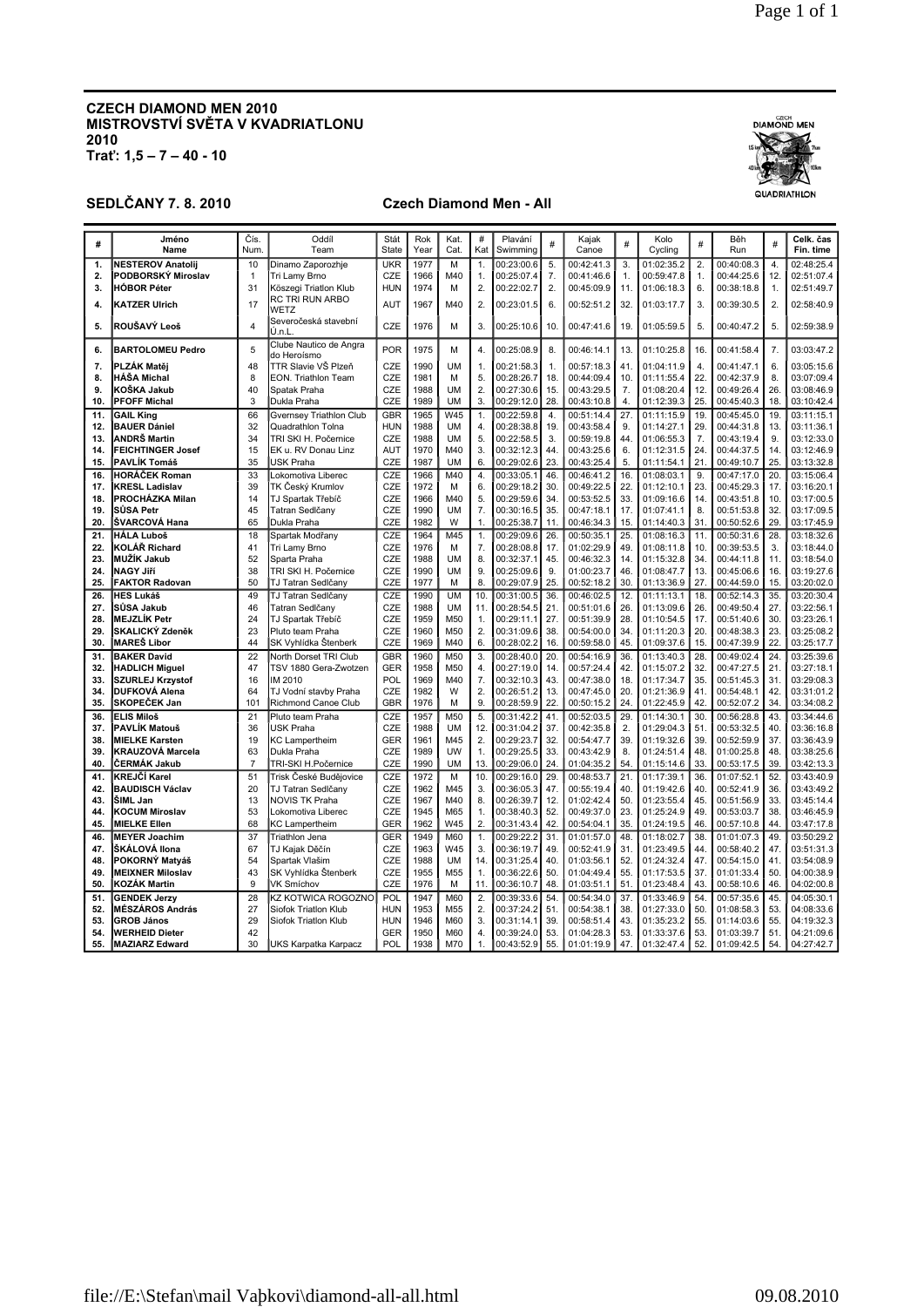**CZECH DIAMOND MEN 2010**
**MISTROVSTVÍ SVĚTA V KVADRIATLONU**
**2010**
**Trať: 1,5 – 7 – 40 - 10**

**SEDLČANY 7. 8. 2010**

**Czech Diamond Men - All**

| # | Jméno Name | Čís. Num. | Oddíl Team | Stát State | Rok Year | Kat. Cat. | # Kat | Plavání Swimming | # | Kajak Canoe | # | Kolo Cycling | # | Běh Run | # | Celk. čas Fin. time |
|---|---|---|---|---|---|---|---|---|---|---|---|---|---|---|---|---|
| 1. | NESTEROV Anatolij | 10 | Dinamo Zaporozhje | UKR | 1977 | M | 1. | 00:23:00.6 | 5. | 00:42:41.3 | 3. | 01:02:35.2 | 2. | 00:40:08.3 | 4. | 02:48:25.4 |
| 2. | PODBORSKÝ Miroslav | 1 | Tri Lamy Brno | CZE | 1966 | M40 | 1. | 00:25:07.4 | 7. | 00:41:46.6 | 1. | 00:59:47.8 | 1. | 00:44:25.6 | 12. | 02:51:07.4 |
| 3. | HÓBOR Péter | 31 | Köszegi Triatlon Klub | HUN | 1974 | M | 2. | 00:22:02.7 | 2. | 00:45:09.9 | 11. | 01:06:18.3 | 6. | 00:38:18.8 | 1. | 02:51:49.7 |
| 4. | KATZER Ulrich | 17 | RC TRI RUN ARBO WETZ | AUT | 1967 | M40 | 2. | 00:23:01.5 | 6. | 00:52:51.2 | 32. | 01:03:17.7 | 3. | 00:39:30.5 | 2. | 02:58:40.9 |
| 5. | ROUŠAVÝ Leoš | 4 | Severočeská stavební Ú.n.L. | CZE | 1976 | M | 3. | 00:25:10.6 | 10. | 00:47:41.6 | 19. | 01:05:59.5 | 5. | 00:40:47.2 | 5. | 02:59:38.9 |
| 6. | BARTOLOMEU Pedro | 5 | Clube Nautico de Angra do Heroísmo | POR | 1975 | M | 4. | 00:25:08.9 | 8. | 00:46:14.1 | 13. | 01:10:25.8 | 16. | 00:41:58.4 | 7. | 03:03:47.2 |
| 7. | PLZÁK Matěj | 48 | TTR Slavie VŠ Plzeň | CZE | 1990 | UM | 1. | 00:21:58.3 | 1. | 00:57:18.3 | 41. | 01:04:11.9 | 4. | 00:41:47.1 | 6. | 03:05:15.6 |
| 8. | HÁŠA Michal | 8 | EON. Triathlon Team | CZE | 1981 | M | 5. | 00:28:26.7 | 18. | 00:44:09.4 | 10. | 01:11:55.4 | 22. | 00:42:37.9 | 8. | 03:07:09.4 |
| 9. | KOŠKA Jakub | 40 | Spatak Praha | CZE | 1988 | UM | 2. | 00:27:30.6 | 15. | 00:43:29.5 | 7. | 01:08:20.4 | 12. | 00:49:26.4 | 26. | 03:08:46.9 |
| 10. | PFOFF Michal | 3 | Dukla Praha | CZE | 1989 | UM | 3. | 00:29:12.0 | 28. | 00:43:10.8 | 4. | 01:12:39.3 | 25. | 00:45:40.3 | 18. | 03:10:42.4 |
| 11. | GAIL King | 66 | Gvernsey Triathlon Club | GBR | 1965 | W45 | 1. | 00:22:59.8 | 4. | 00:51:14.4 | 27. | 01:11:15.9 | 19. | 00:45:45.0 | 19. | 03:11:15.1 |
| 12. | BAUER Dániel | 32 | Quadrathlon Tolna | HUN | 1988 | UM | 4. | 00:28:38.8 | 19. | 00:43:58.4 | 9. | 01:14:27.1 | 29. | 00:44:31.8 | 13. | 03:11:36.1 |
| 13. | ANDRŠ Martin | 34 | TRI SKI H. Počernice | CZE | 1988 | UM | 5. | 00:22:58.5 | 3. | 00:59:19.8 | 44. | 01:06:55.3 | 7. | 00:43:19.4 | 9. | 03:12:33.0 |
| 14. | FEICHTINGER Josef | 15 | EK u. RV Donau Linz | AUT | 1970 | M40 | 3. | 00:32:12.3 | 44. | 00:43:25.6 | 6. | 01:12:31.5 | 24. | 00:44:37.5 | 14. | 03:12:46.9 |
| 15. | PAVLÍK Tomáš | 35 | USK Praha | CZE | 1987 | UM | 6. | 00:29:02.6 | 23. | 00:43:25.4 | 5. | 01:11:54.1 | 21. | 00:49:10.7 | 25. | 03:13:32.8 |
| 16. | HORÁČEK Roman | 33 | Lokomotiva Liberec | CZE | 1966 | M40 | 4. | 00:33:05.1 | 46. | 00:46:41.2 | 16. | 01:08:03.1 | 9. | 00:47:17.0 | 20. | 03:15:06.4 |
| 17. | KRESL Ladislav | 39 | TK Český Krumlov | CZE | 1972 | M | 6. | 00:29:18.2 | 30. | 00:49:22.5 | 22. | 01:12:10.1 | 23. | 00:45:29.3 | 17. | 03:16:20.1 |
| 18. | PROCHÁZKA Milan | 14 | TJ Spartak Třebíč | CZE | 1966 | M40 | 5. | 00:29:59.6 | 34. | 00:53:52.5 | 33. | 01:09:16.6 | 14. | 00:43:51.8 | 10. | 03:17:00.5 |
| 19. | SÚSA Petr | 45 | Tatran Sedlčany | CZE | 1990 | UM | 7. | 00:30:16.5 | 35. | 00:47:18.1 | 17. | 01:07:41.1 | 8. | 00:51:53.8 | 32. | 03:17:09.5 |
| 20. | ŠVARCOVÁ Hana | 65 | Dukla Praha | CZE | 1982 | W | 1. | 00:25:38.7 | 11. | 00:44:34.3 | 15. | 01:14:40.3 | 31. | 00:50:52.6 | 29. | 03:17:45.9 |
| 21. | HÁLA Luboš | 18 | Spartak Modřany | CZE | 1964 | M45 | 1. | 00:29:09.6 | 26. | 00:50:35.1 | 25. | 01:08:16.3 | 11. | 00:50:31.6 | 28. | 03:18:32.6 |
| 22. | KOLÁŘ Richard | 41 | Tri Lamy Brno | CZE | 1976 | M | 7. | 00:28:08.8 | 17. | 01:02:29.9 | 49. | 01:08:11.8 | 10. | 00:39:53.5 | 3. | 03:18:44.0 |
| 23. | MUŽÍK Jakub | 52 | Sparta Praha | CZE | 1988 | UM | 8. | 00:32:37.1 | 45. | 00:46:32.3 | 14. | 01:15:32.8 | 34. | 00:44:11.8 | 11. | 03:18:54.0 |
| 24. | NAGY Jiří | 38 | TRI SKI H. Počernice | CZE | 1990 | UM | 9. | 00:25:09.6 | 9. | 01:00:23.7 | 46. | 01:08:47.7 | 13. | 00:45:06.6 | 16. | 03:19:27.6 |
| 25. | FAKTOR Radovan | 50 | TJ Tatran Sedlčany | CZE | 1977 | M | 8. | 00:29:07.9 | 25. | 00:52:18.2 | 30. | 01:13:36.9 | 27. | 00:44:59.0 | 15. | 03:20:02.0 |
| 26. | HES Lukáš | 49 | TJ Tatran Sedlčany | CZE | 1990 | UM | 10. | 00:31:00.5 | 36. | 00:46:02.5 | 12. | 01:11:13.1 | 18. | 00:52:14.3 | 35. | 03:20:30.4 |
| 27. | SÚSA Jakub | 46 | Tatran Sedlčany | CZE | 1988 | UM | 11. | 00:28:54.5 | 21. | 00:51:01.6 | 26. | 01:13:09.6 | 26. | 00:49:50.4 | 27. | 03:22:56.1 |
| 28. | MEJZLÍK Petr | 24 | TJ Spartak Třebíč | CZE | 1959 | M50 | 1. | 00:29:11.1 | 27. | 00:51:39.9 | 28. | 01:10:54.5 | 17. | 00:51:40.6 | 30. | 03:23:26.1 |
| 29. | SKALICKÝ Zdeněk | 23 | Pluto team Praha | CZE | 1960 | M50 | 2. | 00:31:09.6 | 38. | 00:54:00.0 | 34. | 01:11:20.3 | 20. | 00:48:38.3 | 23. | 03:25:08.2 |
| 30. | MAREŠ Libor | 44 | SK Vyhlídka Štenberk | CZE | 1969 | M40 | 6. | 00:28:02.2 | 16. | 00:59:58.0 | 45. | 01:09:37.6 | 15. | 00:47:39.9 | 22. | 03:25:17.7 |
| 31. | BAKER David | 22 | North Dorset TRI Club | GBR | 1960 | M50 | 3. | 00:28:40.0 | 20. | 00:54:16.9 | 36. | 01:13:40.3 | 28. | 00:49:02.4 | 24. | 03:25:39.6 |
| 32. | HADLICH Miguel | 47 | TSV 1880 Gera-Zwotzen | GER | 1958 | M50 | 4. | 00:27:19.0 | 14. | 00:57:24.4 | 42. | 01:15:07.2 | 32. | 00:47:27.5 | 21. | 03:27:18.1 |
| 33. | SZURLEJ Krzystof | 16 | IM 2010 | POL | 1969 | M40 | 7. | 00:32:10.3 | 43. | 00:47:38.0 | 18. | 01:17:34.7 | 35. | 00:51:45.3 | 31. | 03:29:08.3 |
| 34. | DUFKOVÁ Alena | 64 | TJ Vodní stavby Praha | CZE | 1982 | W | 2. | 00:26:51.2 | 13. | 00:47:45.0 | 20. | 01:21:36.9 | 41. | 00:54:48.1 | 42. | 03:31:01.2 |
| 35. | SKOPEČEK Jan | 101 | Richmond Canoe Club | GBR | 1976 | M | 9. | 00:28:59.9 | 22. | 00:50:15.2 | 24. | 01:22:45.9 | 42. | 00:52:07.2 | 34. | 03:34:08.2 |
| 36. | ELIS Miloš | 21 | Pluto team Praha | CZE | 1957 | M50 | 5. | 00:31:42.2 | 41. | 00:52:03.5 | 29. | 01:14:30.1 | 30. | 00:56:28.8 | 43. | 03:34:44.6 |
| 37. | PAVLÍK Matouš | 36 | USK Praha | CZE | 1988 | UM | 12. | 00:31:04.2 | 37. | 00:42:35.8 | 2. | 01:29:04.3 | 51. | 00:53:32.5 | 40. | 03:36:16.8 |
| 38. | MIELKE Karsten | 19 | KC Lampertheim | GER | 1961 | M45 | 2. | 00:29:23.7 | 32. | 00:54:47.7 | 39. | 01:19:32.6 | 39. | 00:52:59.9 | 37. | 03:36:43.9 |
| 39. | KRAUZOVÁ Marcela | 63 | Dukla Praha | CZE | 1989 | UW | 1. | 00:29:25.5 | 33. | 00:43:42.9 | 8. | 01:24:51.4 | 48. | 01:00:25.8 | 48. | 03:38:25.6 |
| 40. | ČERMÁK Jakub | 7 | TRI-SKI H.Počernice | CZE | 1990 | UM | 13. | 00:29:06.0 | 24. | 01:04:35.2 | 54. | 01:15:14.6 | 33. | 00:53:17.5 | 39. | 03:42:13.3 |
| 41. | KREJČÍ Karel | 51 | Trisk České Budějovice | CZE | 1972 | M | 10. | 00:29:16.0 | 29. | 00:48:53.7 | 21. | 01:17:39.1 | 36. | 01:07:52.1 | 52. | 03:43:40.9 |
| 42. | BAUDISCH Václav | 20 | TJ Tatran Sedlčany | CZE | 1962 | M45 | 3. | 00:36:05.3 | 47. | 00:55:19.4 | 40. | 01:19:42.6 | 40. | 00:52:41.9 | 36. | 03:43:49.2 |
| 43. | ŠIML Jan | 13 | NOVIS TK Praha | CZE | 1967 | M40 | 8. | 00:26:39.7 | 12. | 01:02:42.4 | 50. | 01:23:55.4 | 45. | 00:51:56.9 | 33. | 03:45:14.4 |
| 44. | KOCUM Miroslav | 53 | Lokomotiva Liberec | CZE | 1945 | M65 | 1. | 00:38:40.3 | 52. | 00:49:37.0 | 23. | 01:25:24.9 | 49. | 00:53:03.7 | 38. | 03:46:45.9 |
| 45. | MIELKE Ellen | 68 | KC Lampertheim | GER | 1962 | W45 | 2. | 00:31:43.4 | 42. | 00:54:04.1 | 35. | 01:24:19.5 | 46. | 00:57:10.8 | 44. | 03:47:17.8 |
| 46. | MEYER Joachim | 37 | Triathlon Jena | GER | 1949 | M60 | 1. | 00:29:22.2 | 31. | 01:01:57.0 | 48. | 01:18:02.7 | 38. | 01:01:07.3 | 49. | 03:50:29.2 |
| 47. | ŠKÁLOVÁ Ilona | 67 | TJ Kajak Děčín | CZE | 1963 | W45 | 3. | 00:36:19.7 | 49. | 00:52:41.9 | 31. | 01:23:49.5 | 44. | 00:58:40.2 | 47. | 03:51:31.3 |
| 48. | POKORNÝ Matyáš | 54 | Spartak Vlašim | CZE | 1988 | UM | 14. | 00:31:25.4 | 40. | 01:03:56.1 | 52. | 01:24:32.4 | 47. | 00:54:15.0 | 41. | 03:54:08.9 |
| 49. | MEIXNER Miloslav | 43 | SK Vyhlídka Štenberk | CZE | 1955 | M55 | 1. | 00:36:22.6 | 50. | 01:04:49.4 | 55. | 01:17:53.5 | 37. | 01:01:33.4 | 50. | 04:00:38.9 |
| 50. | KOZÁK Martin | 9 | VK Smíchov | CZE | 1976 | M | 11. | 00:36:10.7 | 48. | 01:03:51.1 | 51. | 01:23:48.4 | 43. | 00:58:10.6 | 46. | 04:02:00.8 |
| 51. | GENDEK Jerzy | 28 | KZ KOTWICA ROGOZNO | POL | 1947 | M60 | 2. | 00:39:33.6 | 54. | 00:54:34.0 | 37. | 01:33:46.9 | 54. | 00:57:35.6 | 45. | 04:05:30.1 |
| 52. | MÉSZÁROS András | 27 | Siofok Triatlon Klub | HUN | 1953 | M55 | 2. | 00:37:24.2 | 51. | 00:54:38.1 | 38. | 01:27:33.0 | 50. | 01:08:58.3 | 53. | 04:08:33.6 |
| 53. | GROB János | 29 | Siofok Triatlon Klub | HUN | 1946 | M60 | 3. | 00:31:14.1 | 39. | 00:58:51.4 | 43. | 01:35:23.2 | 55. | 01:14:03.6 | 55. | 04:19:32.3 |
| 54. | WERHEID Dieter | 42 | | GER | 1950 | M60 | 4. | 00:39:24.0 | 53. | 01:04:28.3 | 53. | 01:33:37.6 | 53. | 01:03:39.7 | 51. | 04:21:09.6 |
| 55. | MAZIARZ Edward | 30 | UKS Karpatka Karpacz | POL | 1938 | M70 | 1. | 00:43:52.9 | 55. | 01:01:19.9 | 47. | 01:32:47.4 | 52. | 01:09:42.5 | 54. | 04:27:42.7 |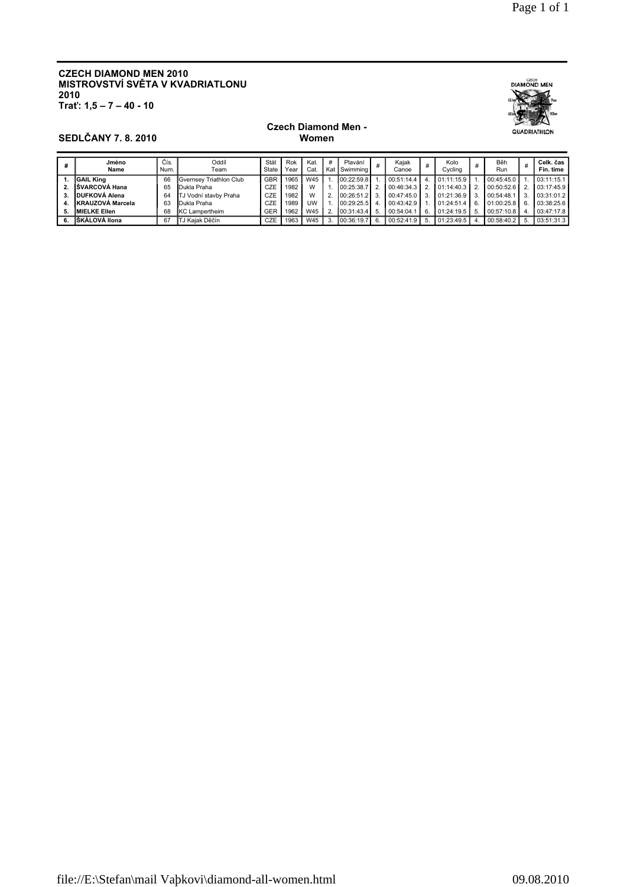**CZECH DIAMOND MEN 2010**
**MISTROVSTVÍ SVĚTA V KVADRIATLONU**
**2010**
**Trať: 1,5 – 7 – 40 - 10**

**SEDLČANY 7. 8. 2010**

**Czech Diamond Men - Women**

| # | Jméno Name | Čís. Num. | Oddíl Team | Stát State | Rok Year | Kat. Cat. | # Kat | Plavání Swimming | # | Kajak Canoe | # | Kolo Cycling | # | Běh Run | # | Celk. čas Fin. time |
|---|---|---|---|---|---|---|---|---|---|---|---|---|---|---|---|---|
| 1. | **GAIL King** | 66 | Gvernsey Triathlon Club | GBR | 1965 | W45 | 1. | 00:22:59.8 | 1. | 00:51:14.4 | 4. | 01:11:15.9 | 1. | 00:45:45.0 | 1. | 03:11:15.1 |
| 2. | **ŠVARCOVÁ Hana** | 65 | Dukla Praha | CZE | 1982 | W | 1. | 00:25:38.7 | 2. | 00:46:34.3 | 2. | 01:14:40.3 | 2. | 00:50:52.6 | 2. | 03:17:45.9 |
| 3. | **DUFKOVÁ Alena** | 64 | TJ Vodní stavby Praha | CZE | 1982 | W | 2. | 00:26:51.2 | 3. | 00:47:45.0 | 3. | 01:21:36.9 | 3. | 00:54:48.1 | 3. | 03:31:01.2 |
| 4. | **KRAUZOVÁ Marcela** | 63 | Dukla Praha | CZE | 1989 | UW | 1. | 00:29:25.5 | 4. | 00:43:42.9 | 1. | 01:24:51.4 | 6. | 01:00:25.8 | 6. | 03:38:25.6 |
| 5. | **MIELKE Ellen** | 68 | KC Lampertheim | GER | 1962 | W45 | 2. | 00:31:43.4 | 5. | 00:54:04.1 | 6. | 01:24:19.5 | 5. | 00:57:10.8 | 4. | 03:47:17.8 |
| 6. | **ŠKÁLOVÁ Ilona** | 67 | TJ Kajak Děčín | CZE | 1963 | W45 | 3. | 00:36:19.7 | 6. | 00:52:41.9 | 5. | 01:23:49.5 | 4. | 00:58:40.2 | 5. | 03:51:31.3 |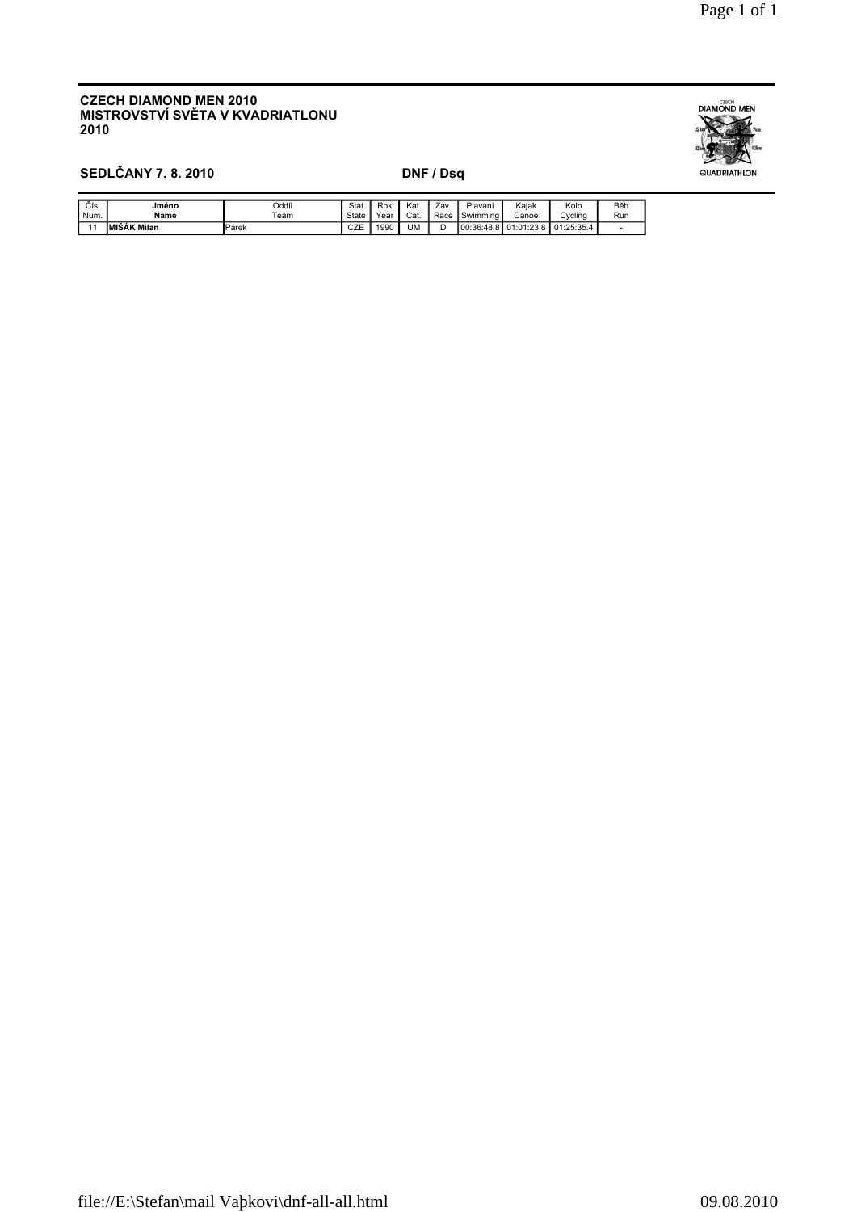**CZECH DIAMOND MEN 2010**
**MISTROVSTVÍ SVĚTA V KVADRIATLONU**
**2010**

**SEDLČANY 7. 8. 2010** **DNF / Dsq**

| Čís. Num. | Jméno Name | Oddíl Team | Stát State | Rok Year | Kat. Cat. | Zav. Race | Plavání Swimming | Kajak Canoe | Kolo Cycling | Běh Run |
|---|---|---|---|---|---|---|---|---|---|---|
| 11 | **MIŠÁK Milan** | Párek | CZE | 1990 | UM | D | 00:36:48.8 | 01:01:23.8 | 01:25:35.4 | - |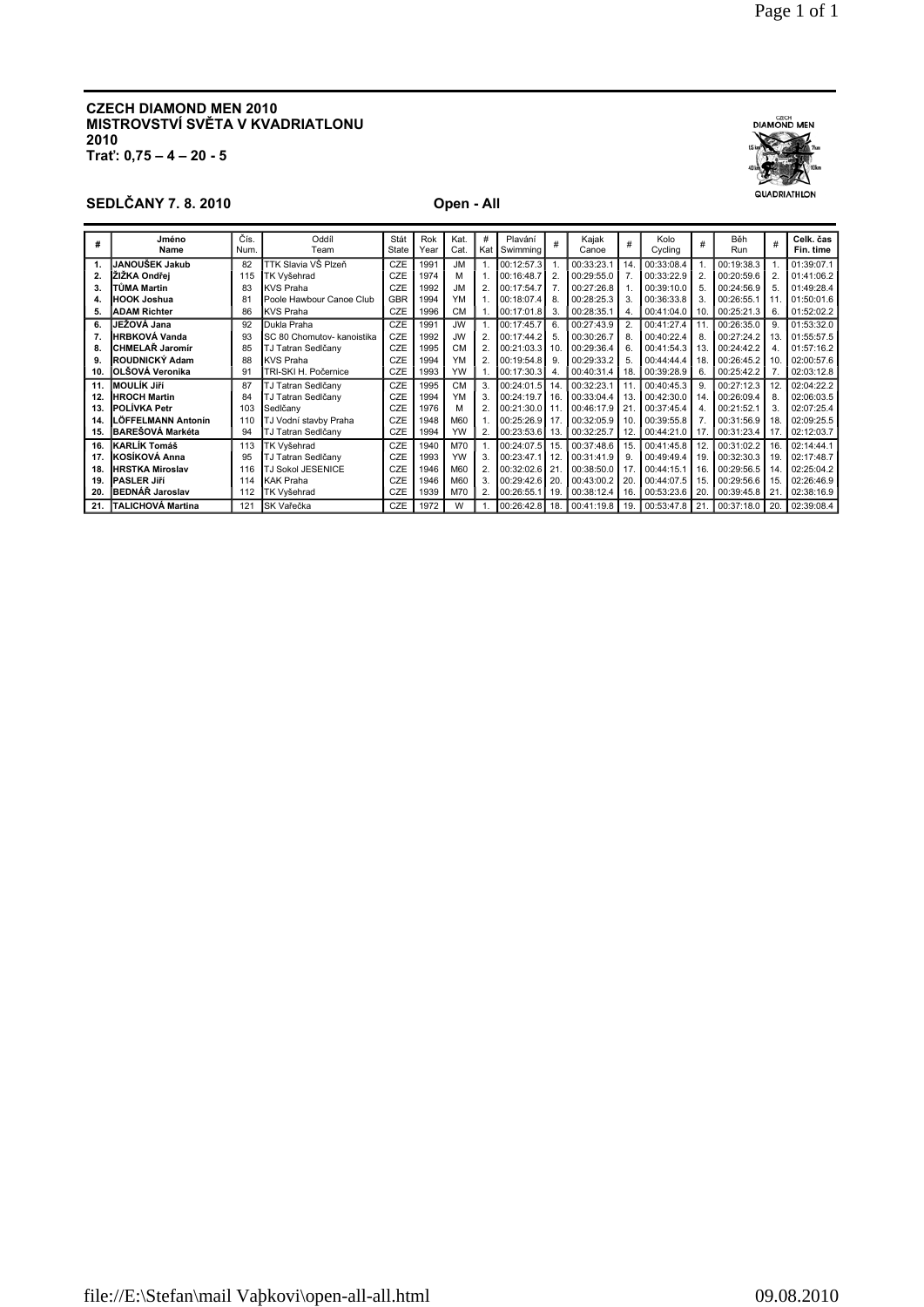**CZECH DIAMOND MEN 2010**
**MISTROVSTVÍ SVĚTA V KVADRIATLONU**
**2010**
**Trať: 0,75 – 4 – 20 - 5**

**SEDLČANY 7. 8. 2010** **Open - All**

| # | Jméno Name | Čís. Num. | Oddíl Team | Stát State | Rok Year | Kat. Cat. | # Kat | Plavání Swimming | # | Kajak Canoe | # | Kolo Cycling | # | Běh Run | # | Celk. čas Fin. time |
|---|---|---|---|---|---|---|---|---|---|---|---|---|---|---|---|---|
| 1. | JANOUŠEK Jakub | 82 | TTK Slavia VŠ Plzeň | CZE | 1991 | JM | 1. | 00:12:57.3 | 1. | 00:33:23.1 | 14. | 00:33:08.4 | 1. | 00:19:38.3 | 1. | 01:39:07.1 |
| 2. | ŽIŽKA Ondřej | 115 | TK Vyšehrad | CZE | 1974 | M | 1. | 00:16:48.7 | 2. | 00:29:55.0 | 7. | 00:33:22.9 | 2. | 00:20:59.6 | 2. | 01:41:06.2 |
| 3. | TŮMA Martin | 83 | KVS Praha | CZE | 1992 | JM | 2. | 00:17:54.7 | 7. | 00:27:26.8 | 1. | 00:39:10.0 | 5. | 00:24:56.9 | 5. | 01:49:28.4 |
| 4. | HOOK Joshua | 81 | Poole Hawbour Canoe Club | GBR | 1994 | YM | 1. | 00:18:07.4 | 8. | 00:28:25.3 | 3. | 00:36:33.8 | 3. | 00:26:55.1 | 11. | 01:50:01.6 |
| 5. | ADAM Richter | 86 | KVS Praha | CZE | 1996 | CM | 1. | 00:17:01.8 | 3. | 00:28:35.1 | 4. | 00:41:04.0 | 10. | 00:25:21.3 | 6. | 01:52:02.2 |
| 6. | JEŽOVÁ Jana | 92 | Dukla Praha | CZE | 1991 | JW | 1. | 00:17:45.7 | 6. | 00:27:43.9 | 2. | 00:41:27.4 | 11. | 00:26:35.0 | 9. | 01:53:32.0 |
| 7. | HRBKOVÁ Vanda | 93 | SC 80 Chomutov- kanoistika | CZE | 1992 | JW | 2. | 00:17:44.2 | 5. | 00:30:26.7 | 8. | 00:40:22.4 | 8. | 00:27:24.2 | 13. | 01:55:57.5 |
| 8. | CHMELAŘ Jaromír | 85 | TJ Tatran Sedlčany | CZE | 1995 | CM | 2. | 00:21:03.3 | 10. | 00:29:36.4 | 6. | 00:41:54.3 | 13. | 00:24:42.2 | 4. | 01:57:16.2 |
| 9. | ROUDNICKÝ Adam | 88 | KVS Praha | CZE | 1994 | YM | 2. | 00:19:54.8 | 9. | 00:29:33.2 | 5. | 00:44:44.4 | 18. | 00:26:45.2 | 10. | 02:00:57.6 |
| 10. | OLŠOVÁ Veronika | 91 | TRI-SKI H. Počernice | CZE | 1993 | YW | 1. | 00:17:30.3 | 4. | 00:40:31.4 | 18. | 00:39:28.9 | 6. | 00:25:42.2 | 7. | 02:03:12.8 |
| 11. | MOULÍK Jiří | 87 | TJ Tatran Sedlčany | CZE | 1995 | CM | 3. | 00:24:01.5 | 14. | 00:32:23.1 | 11. | 00:40:45.3 | 9. | 00:27:12.3 | 12. | 02:04:22.2 |
| 12. | HROCH Martin | 84 | TJ Tatran Sedlčany | CZE | 1994 | YM | 3. | 00:24:19.7 | 16. | 00:33:04.4 | 13. | 00:42:30.0 | 14. | 00:26:09.4 | 8. | 02:06:03.5 |
| 13. | POLÍVKA Petr | 103 | Sedlčany | CZE | 1976 | M | 2. | 00:21:30.0 | 11. | 00:46:17.9 | 21. | 00:37:45.4 | 4. | 00:21:52.1 | 3. | 02:07:25.4 |
| 14. | LÖFFELMANN Antonín | 110 | TJ Vodní stavby Praha | CZE | 1948 | M60 | 1. | 00:25:26.9 | 17. | 00:32:05.9 | 10. | 00:39:55.8 | 7. | 00:31:56.9 | 18. | 02:09:25.5 |
| 15. | BAREŠOVÁ Markéta | 94 | TJ Tatran Sedlčany | CZE | 1994 | YW | 2. | 00:23:53.6 | 13. | 00:32:25.7 | 12. | 00:44:21.0 | 17. | 00:31:23.4 | 17. | 02:12:03.7 |
| 16. | KARLÍK Tomáš | 113 | TK Vyšehrad | CZE | 1940 | M70 | 1. | 00:24:07.5 | 15. | 00:37:48.6 | 15. | 00:41:45.8 | 12. | 00:31:02.2 | 16. | 02:14:44.1 |
| 17. | KOSÍKOVÁ Anna | 95 | TJ Tatran Sedlčany | CZE | 1993 | YW | 3. | 00:23:47.1 | 12. | 00:31:41.9 | 9. | 00:49:49.4 | 19. | 00:32:30.3 | 19. | 02:17:48.7 |
| 18. | HRSTKA Miroslav | 116 | TJ Sokol JESENICE | CZE | 1946 | M60 | 2. | 00:32:02.6 | 21. | 00:38:50.0 | 17. | 00:44:15.1 | 16. | 00:29:56.5 | 14. | 02:25:04.2 |
| 19. | PASLER Jiří | 114 | KAK Praha | CZE | 1946 | M60 | 3. | 00:29:42.6 | 20. | 00:43:00.2 | 20. | 00:44:07.5 | 15. | 00:29:56.6 | 15. | 02:26:46.9 |
| 20. | BEDNÁŘ Jaroslav | 112 | TK Vyšehrad | CZE | 1939 | M70 | 2. | 00:26:55.1 | 19. | 00:38:12.4 | 16. | 00:53:23.6 | 20. | 00:39:45.8 | 21. | 02:38:16.9 |
| 21. | TALICHOVÁ Martina | 121 | SK Vařečka | CZE | 1972 | W | 1. | 00:26:42.8 | 18. | 00:41:19.8 | 19. | 00:53:47.8 | 21. | 00:37:18.0 | 20. | 02:39:08.4 |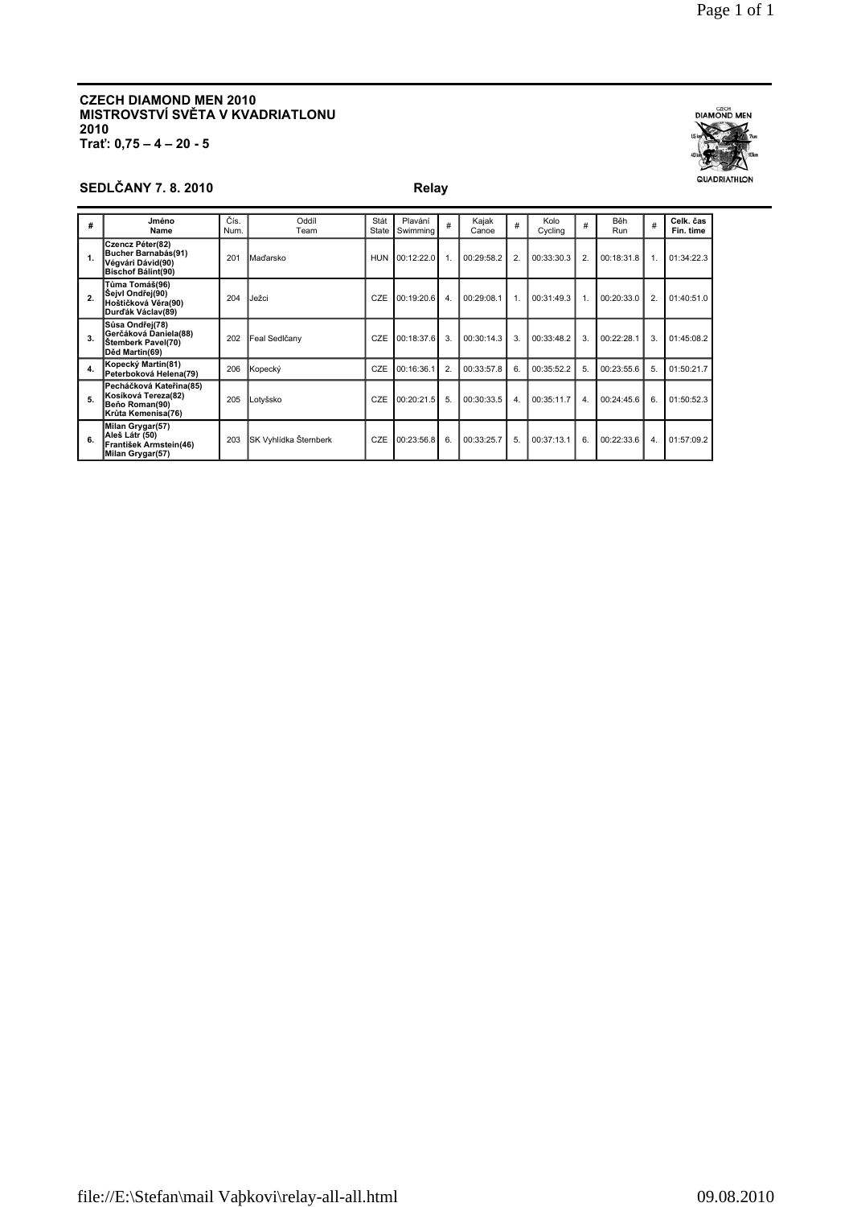**CZECH DIAMOND MEN 2010**
**MISTROVSTVÍ SVĚTA V KVADRIATLONU**
**2010**
**Trať: 0,75 – 4 – 20 - 5**

**SEDLČANY 7. 8. 2010** **Relay**

| # | Jméno Name | Čís. Num. | Oddíl Team | Stát State | Plavání Swimming | # | Kajak Canoe | # | Kolo Cycling | # | Běh Run | # | Celk. čas Fin. time |
|---|---|---|---|---|---|---|---|---|---|---|---|---|---|
| 1. | Czencz Péter(82) Bucher Barnabás(91) Végvári Dávid(90) Bischof Bálint(90) | 201 | Maďarsko | HUN | 00:12:22.0 | 1. | 00:29:58.2 | 2. | 00:33:30.3 | 2. | 00:18:31.8 | 1. | 01:34:22.3 |
| 2. | Tůma Tomáš(96) Šejvl Ondřej(90) Hoštičková Věra(90) Durďák Václav(89) | 204 | Ježci | CZE | 00:19:20.6 | 4. | 00:29:08.1 | 1. | 00:31:49.3 | 1. | 00:20:33.0 | 2. | 01:40:51.0 |
| 3. | Súsa Ondřej(78) Gerčáková Daniela(88) Štemberk Pavel(70) Děd Martin(69) | 202 | Feal Sedlčany | CZE | 00:18:37.6 | 3. | 00:30:14.3 | 3. | 00:33:48.2 | 3. | 00:22:28.1 | 3. | 01:45:08.2 |
| 4. | Kopecký Martin(81) Peterboková Helena(79) | 206 | Kopecký | CZE | 00:16:36.1 | 2. | 00:33:57.8 | 6. | 00:35:52.2 | 5. | 00:23:55.6 | 5. | 01:50:21.7 |
| 5. | Pecháčková Kateřina(85) Kosíková Tereza(82) Beňo Roman(90) Krůta Kemenisa(76) | 205 | Lotyšsko | CZE | 00:20:21.5 | 5. | 00:30:33.5 | 4. | 00:35:11.7 | 4. | 00:24:45.6 | 6. | 01:50:52.3 |
| 6. | Milan Grygar(57) Aleš Látr (50) František Armstein(46) Milan Grygar(57) | 203 | SK Vyhlídka Šternberk | CZE | 00:23:56.8 | 6. | 00:33:25.7 | 5. | 00:37:13.1 | 6. | 00:22:33.6 | 4. | 01:57:09.2 |